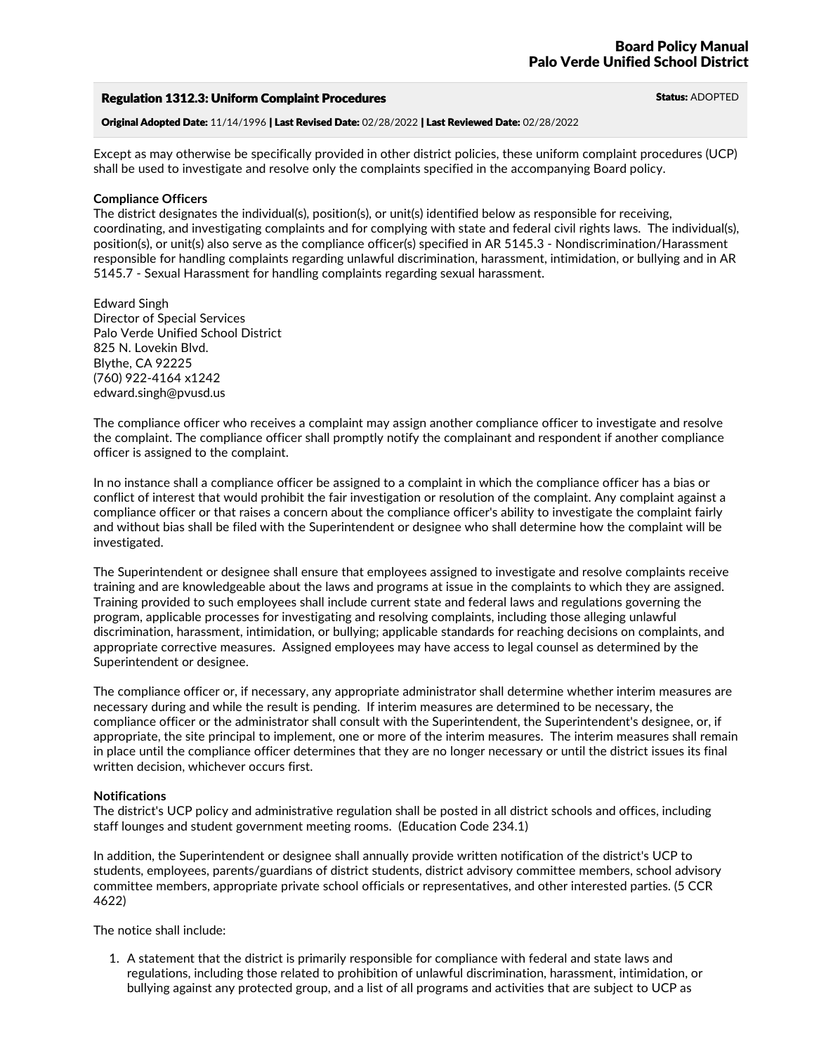# Board Policy Manual
## Palo Verde Unified School District

### Regulation 1312.3: Uniform Complaint Procedures

**Status:** ADOPTED

**Original Adopted Date:** 11/14/1996 | **Last Revised Date:** 02/28/2022 | **Last Reviewed Date:** 02/28/2022

Except as may otherwise be specifically provided in other district policies, these uniform complaint procedures (UCP) shall be used to investigate and resolve only the complaints specified in the accompanying Board policy.

**Compliance Officers**
The district designates the individual(s), position(s), or unit(s) identified below as responsible for receiving, coordinating, and investigating complaints and for complying with state and federal civil rights laws. The individual(s), position(s), or unit(s) also serve as the compliance officer(s) specified in AR 5145.3 - Nondiscrimination/Harassment responsible for handling complaints regarding unlawful discrimination, harassment, intimidation, or bullying and in AR 5145.7 - Sexual Harassment for handling complaints regarding sexual harassment.

Edward Singh
Director of Special Services
Palo Verde Unified School District
825 N. Lovekin Blvd.
Blythe, CA 92225
(760) 922-4164 x1242
edward.singh@pvusd.us

The compliance officer who receives a complaint may assign another compliance officer to investigate and resolve the complaint. The compliance officer shall promptly notify the complainant and respondent if another compliance officer is assigned to the complaint.

In no instance shall a compliance officer be assigned to a complaint in which the compliance officer has a bias or conflict of interest that would prohibit the fair investigation or resolution of the complaint. Any complaint against a compliance officer or that raises a concern about the compliance officer's ability to investigate the complaint fairly and without bias shall be filed with the Superintendent or designee who shall determine how the complaint will be investigated.

The Superintendent or designee shall ensure that employees assigned to investigate and resolve complaints receive training and are knowledgeable about the laws and programs at issue in the complaints to which they are assigned. Training provided to such employees shall include current state and federal laws and regulations governing the program, applicable processes for investigating and resolving complaints, including those alleging unlawful discrimination, harassment, intimidation, or bullying; applicable standards for reaching decisions on complaints, and appropriate corrective measures. Assigned employees may have access to legal counsel as determined by the Superintendent or designee.

The compliance officer or, if necessary, any appropriate administrator shall determine whether interim measures are necessary during and while the result is pending. If interim measures are determined to be necessary, the compliance officer or the administrator shall consult with the Superintendent, the Superintendent's designee, or, if appropriate, the site principal to implement, one or more of the interim measures. The interim measures shall remain in place until the compliance officer determines that they are no longer necessary or until the district issues its final written decision, whichever occurs first.

**Notifications**
The district's UCP policy and administrative regulation shall be posted in all district schools and offices, including staff lounges and student government meeting rooms. (Education Code 234.1)

In addition, the Superintendent or designee shall annually provide written notification of the district's UCP to students, employees, parents/guardians of district students, district advisory committee members, school advisory committee members, appropriate private school officials or representatives, and other interested parties. (5 CCR 4622)

The notice shall include:

1. A statement that the district is primarily responsible for compliance with federal and state laws and regulations, including those related to prohibition of unlawful discrimination, harassment, intimidation, or bullying against any protected group, and a list of all programs and activities that are subject to UCP as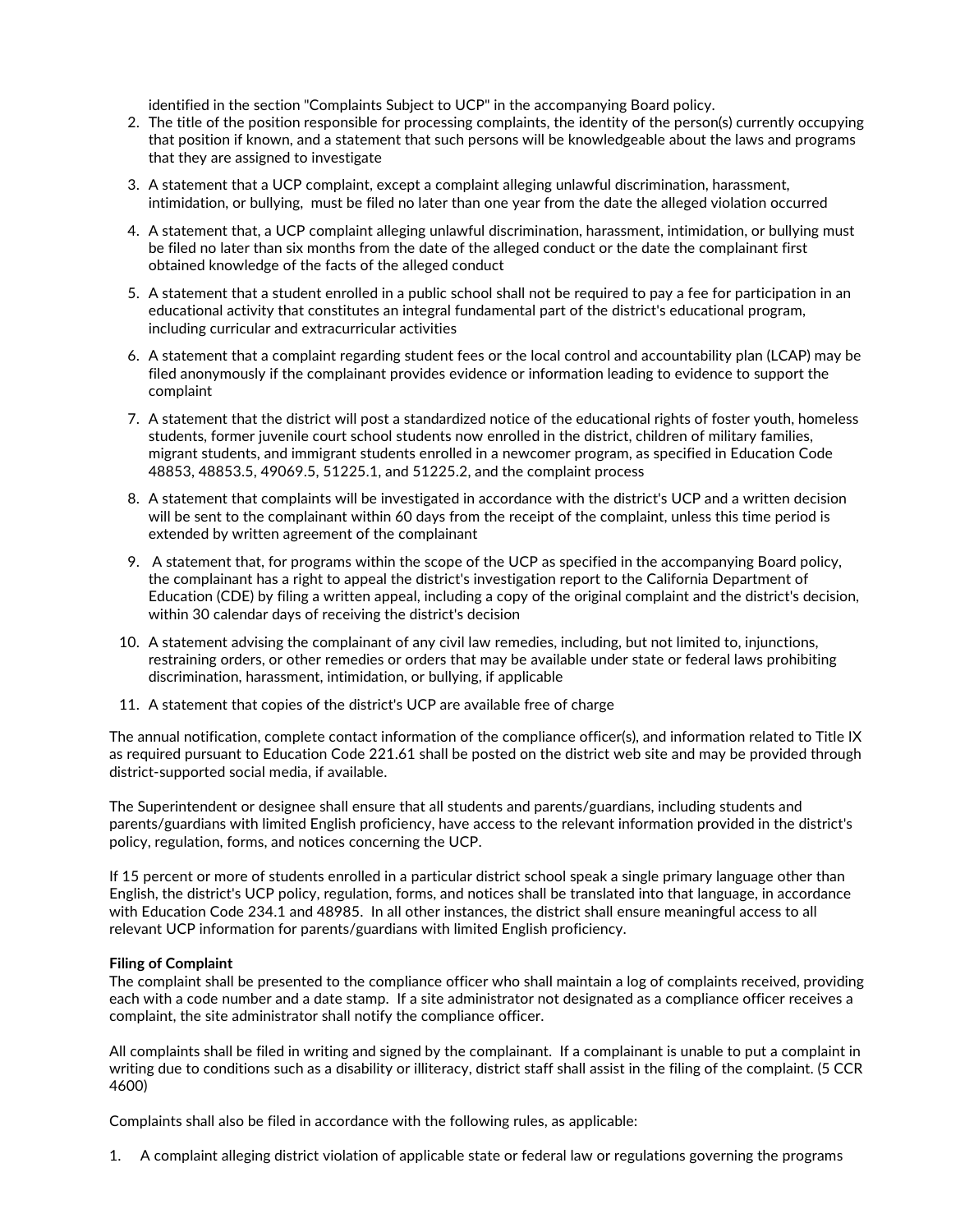identified in the section "Complaints Subject to UCP" in the accompanying Board policy.

2. The title of the position responsible for processing complaints, the identity of the person(s) currently occupying that position if known, and a statement that such persons will be knowledgeable about the laws and programs that they are assigned to investigate
3. A statement that a UCP complaint, except a complaint alleging unlawful discrimination, harassment, intimidation, or bullying, must be filed no later than one year from the date the alleged violation occurred
4. A statement that, a UCP complaint alleging unlawful discrimination, harassment, intimidation, or bullying must be filed no later than six months from the date of the alleged conduct or the date the complainant first obtained knowledge of the facts of the alleged conduct
5. A statement that a student enrolled in a public school shall not be required to pay a fee for participation in an educational activity that constitutes an integral fundamental part of the district's educational program, including curricular and extracurricular activities
6. A statement that a complaint regarding student fees or the local control and accountability plan (LCAP) may be filed anonymously if the complainant provides evidence or information leading to evidence to support the complaint
7. A statement that the district will post a standardized notice of the educational rights of foster youth, homeless students, former juvenile court school students now enrolled in the district, children of military families, migrant students, and immigrant students enrolled in a newcomer program, as specified in Education Code 48853, 48853.5, 49069.5, 51225.1, and 51225.2, and the complaint process
8. A statement that complaints will be investigated in accordance with the district's UCP and a written decision will be sent to the complainant within 60 days from the receipt of the complaint, unless this time period is extended by written agreement of the complainant
9. A statement that, for programs within the scope of the UCP as specified in the accompanying Board policy, the complainant has a right to appeal the district's investigation report to the California Department of Education (CDE) by filing a written appeal, including a copy of the original complaint and the district's decision, within 30 calendar days of receiving the district's decision
10. A statement advising the complainant of any civil law remedies, including, but not limited to, injunctions, restraining orders, or other remedies or orders that may be available under state or federal laws prohibiting discrimination, harassment, intimidation, or bullying, if applicable
11. A statement that copies of the district's UCP are available free of charge

The annual notification, complete contact information of the compliance officer(s), and information related to Title IX as required pursuant to Education Code 221.61 shall be posted on the district web site and may be provided through district-supported social media, if available.

The Superintendent or designee shall ensure that all students and parents/guardians, including students and parents/guardians with limited English proficiency, have access to the relevant information provided in the district's policy, regulation, forms, and notices concerning the UCP.

If 15 percent or more of students enrolled in a particular district school speak a single primary language other than English, the district's UCP policy, regulation, forms, and notices shall be translated into that language, in accordance with Education Code 234.1 and 48985. In all other instances, the district shall ensure meaningful access to all relevant UCP information for parents/guardians with limited English proficiency.

**Filing of Complaint**

The complaint shall be presented to the compliance officer who shall maintain a log of complaints received, providing each with a code number and a date stamp. If a site administrator not designated as a compliance officer receives a complaint, the site administrator shall notify the compliance officer.

All complaints shall be filed in writing and signed by the complainant. If a complainant is unable to put a complaint in writing due to conditions such as a disability or illiteracy, district staff shall assist in the filing of the complaint. (5 CCR 4600)

Complaints shall also be filed in accordance with the following rules, as applicable:

1. A complaint alleging district violation of applicable state or federal law or regulations governing the programs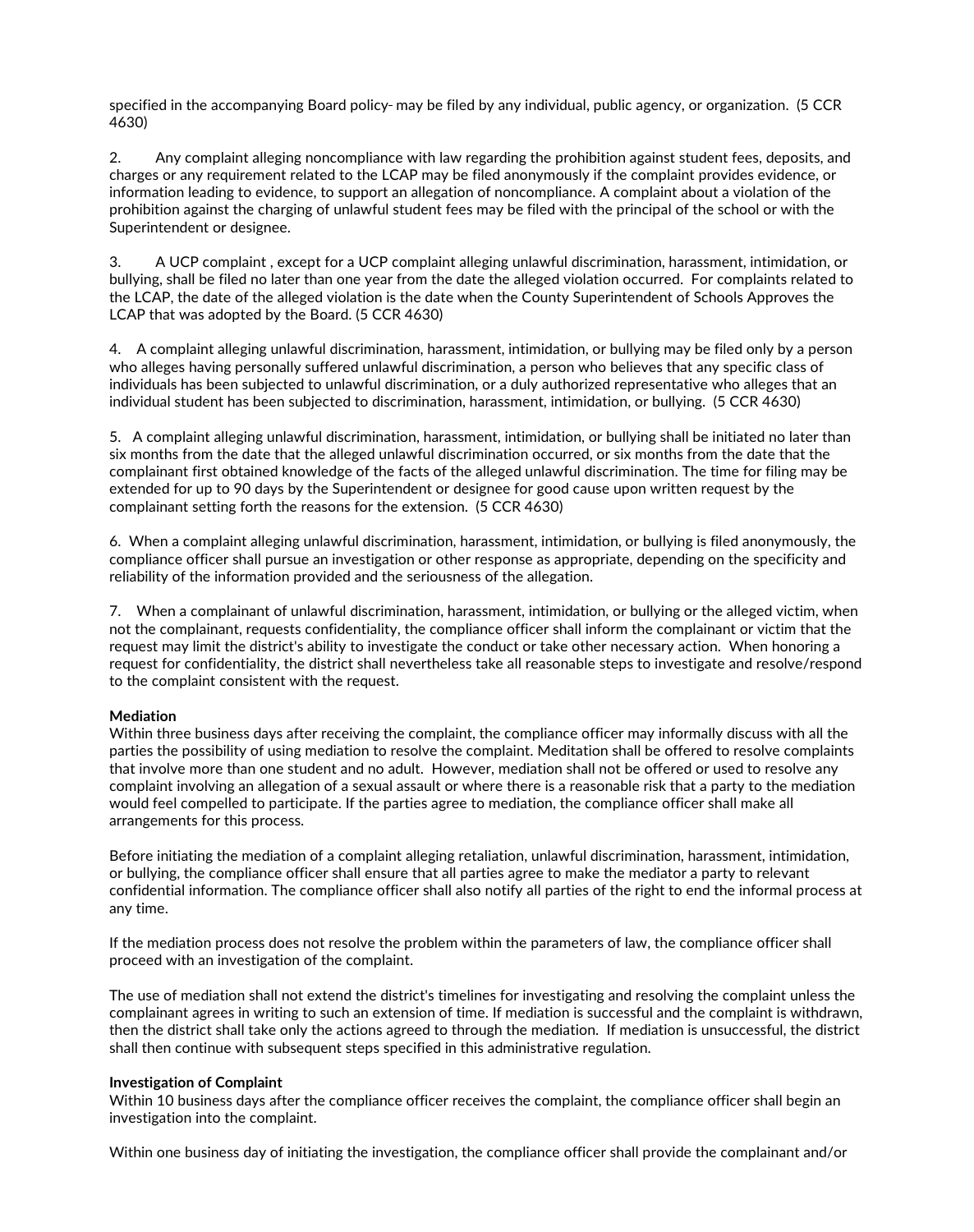specified in the accompanying Board policy- may be filed by any individual, public agency, or organization. (5 CCR 4630)

2. Any complaint alleging noncompliance with law regarding the prohibition against student fees, deposits, and charges or any requirement related to the LCAP may be filed anonymously if the complaint provides evidence, or information leading to evidence, to support an allegation of noncompliance. A complaint about a violation of the prohibition against the charging of unlawful student fees may be filed with the principal of the school or with the Superintendent or designee.

3. A UCP complaint , except for a UCP complaint alleging unlawful discrimination, harassment, intimidation, or bullying, shall be filed no later than one year from the date the alleged violation occurred. For complaints related to the LCAP, the date of the alleged violation is the date when the County Superintendent of Schools Approves the LCAP that was adopted by the Board. (5 CCR 4630)

4. A complaint alleging unlawful discrimination, harassment, intimidation, or bullying may be filed only by a person who alleges having personally suffered unlawful discrimination, a person who believes that any specific class of individuals has been subjected to unlawful discrimination, or a duly authorized representative who alleges that an individual student has been subjected to discrimination, harassment, intimidation, or bullying. (5 CCR 4630)

5. A complaint alleging unlawful discrimination, harassment, intimidation, or bullying shall be initiated no later than six months from the date that the alleged unlawful discrimination occurred, or six months from the date that the complainant first obtained knowledge of the facts of the alleged unlawful discrimination. The time for filing may be extended for up to 90 days by the Superintendent or designee for good cause upon written request by the complainant setting forth the reasons for the extension. (5 CCR 4630)

6. When a complaint alleging unlawful discrimination, harassment, intimidation, or bullying is filed anonymously, the compliance officer shall pursue an investigation or other response as appropriate, depending on the specificity and reliability of the information provided and the seriousness of the allegation.

7. When a complainant of unlawful discrimination, harassment, intimidation, or bullying or the alleged victim, when not the complainant, requests confidentiality, the compliance officer shall inform the complainant or victim that the request may limit the district's ability to investigate the conduct or take other necessary action. When honoring a request for confidentiality, the district shall nevertheless take all reasonable steps to investigate and resolve/respond to the complaint consistent with the request.

**Mediation**

Within three business days after receiving the complaint, the compliance officer may informally discuss with all the parties the possibility of using mediation to resolve the complaint. Meditation shall be offered to resolve complaints that involve more than one student and no adult. However, mediation shall not be offered or used to resolve any complaint involving an allegation of a sexual assault or where there is a reasonable risk that a party to the mediation would feel compelled to participate. If the parties agree to mediation, the compliance officer shall make all arrangements for this process.

Before initiating the mediation of a complaint alleging retaliation, unlawful discrimination, harassment, intimidation, or bullying, the compliance officer shall ensure that all parties agree to make the mediator a party to relevant confidential information. The compliance officer shall also notify all parties of the right to end the informal process at any time.

If the mediation process does not resolve the problem within the parameters of law, the compliance officer shall proceed with an investigation of the complaint.

The use of mediation shall not extend the district's timelines for investigating and resolving the complaint unless the complainant agrees in writing to such an extension of time. If mediation is successful and the complaint is withdrawn, then the district shall take only the actions agreed to through the mediation. If mediation is unsuccessful, the district shall then continue with subsequent steps specified in this administrative regulation.

**Investigation of Complaint**

Within 10 business days after the compliance officer receives the complaint, the compliance officer shall begin an investigation into the complaint.

Within one business day of initiating the investigation, the compliance officer shall provide the complainant and/or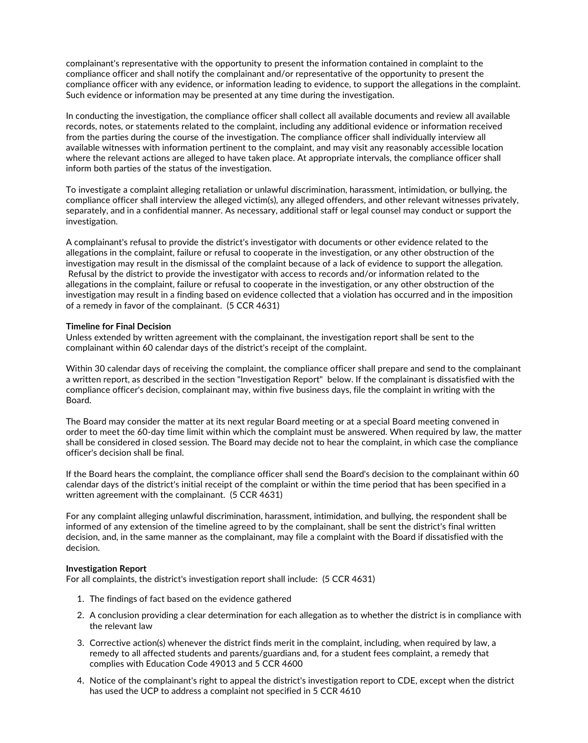complainant's representative with the opportunity to present the information contained in complaint to the compliance officer and shall notify the complainant and/or representative of the opportunity to present the compliance officer with any evidence, or information leading to evidence, to support the allegations in the complaint. Such evidence or information may be presented at any time during the investigation.

In conducting the investigation, the compliance officer shall collect all available documents and review all available records, notes, or statements related to the complaint, including any additional evidence or information received from the parties during the course of the investigation. The compliance officer shall individually interview all available witnesses with information pertinent to the complaint, and may visit any reasonably accessible location where the relevant actions are alleged to have taken place. At appropriate intervals, the compliance officer shall inform both parties of the status of the investigation.

To investigate a complaint alleging retaliation or unlawful discrimination, harassment, intimidation, or bullying, the compliance officer shall interview the alleged victim(s), any alleged offenders, and other relevant witnesses privately, separately, and in a confidential manner. As necessary, additional staff or legal counsel may conduct or support the investigation.

A complainant's refusal to provide the district's investigator with documents or other evidence related to the allegations in the complaint, failure or refusal to cooperate in the investigation, or any other obstruction of the investigation may result in the dismissal of the complaint because of a lack of evidence to support the allegation. Refusal by the district to provide the investigator with access to records and/or information related to the allegations in the complaint, failure or refusal to cooperate in the investigation, or any other obstruction of the investigation may result in a finding based on evidence collected that a violation has occurred and in the imposition of a remedy in favor of the complainant. (5 CCR 4631)

**Timeline for Final Decision**
Unless extended by written agreement with the complainant, the investigation report shall be sent to the complainant within 60 calendar days of the district's receipt of the complaint.

Within 30 calendar days of receiving the complaint, the compliance officer shall prepare and send to the complainant a written report, as described in the section "Investigation Report" below. If the complainant is dissatisfied with the compliance officer's decision, complainant may, within five business days, file the complaint in writing with the Board.

The Board may consider the matter at its next regular Board meeting or at a special Board meeting convened in order to meet the 60-day time limit within which the complaint must be answered. When required by law, the matter shall be considered in closed session. The Board may decide not to hear the complaint, in which case the compliance officer's decision shall be final.

If the Board hears the complaint, the compliance officer shall send the Board's decision to the complainant within 60 calendar days of the district's initial receipt of the complaint or within the time period that has been specified in a written agreement with the complainant. (5 CCR 4631)

For any complaint alleging unlawful discrimination, harassment, intimidation, and bullying, the respondent shall be informed of any extension of the timeline agreed to by the complainant, shall be sent the district's final written decision, and, in the same manner as the complainant, may file a complaint with the Board if dissatisfied with the decision.

**Investigation Report**
For all complaints, the district's investigation report shall include: (5 CCR 4631)

1. The findings of fact based on the evidence gathered
2. A conclusion providing a clear determination for each allegation as to whether the district is in compliance with the relevant law
3. Corrective action(s) whenever the district finds merit in the complaint, including, when required by law, a remedy to all affected students and parents/guardians and, for a student fees complaint, a remedy that complies with Education Code 49013 and 5 CCR 4600
4. Notice of the complainant's right to appeal the district's investigation report to CDE, except when the district has used the UCP to address a complaint not specified in 5 CCR 4610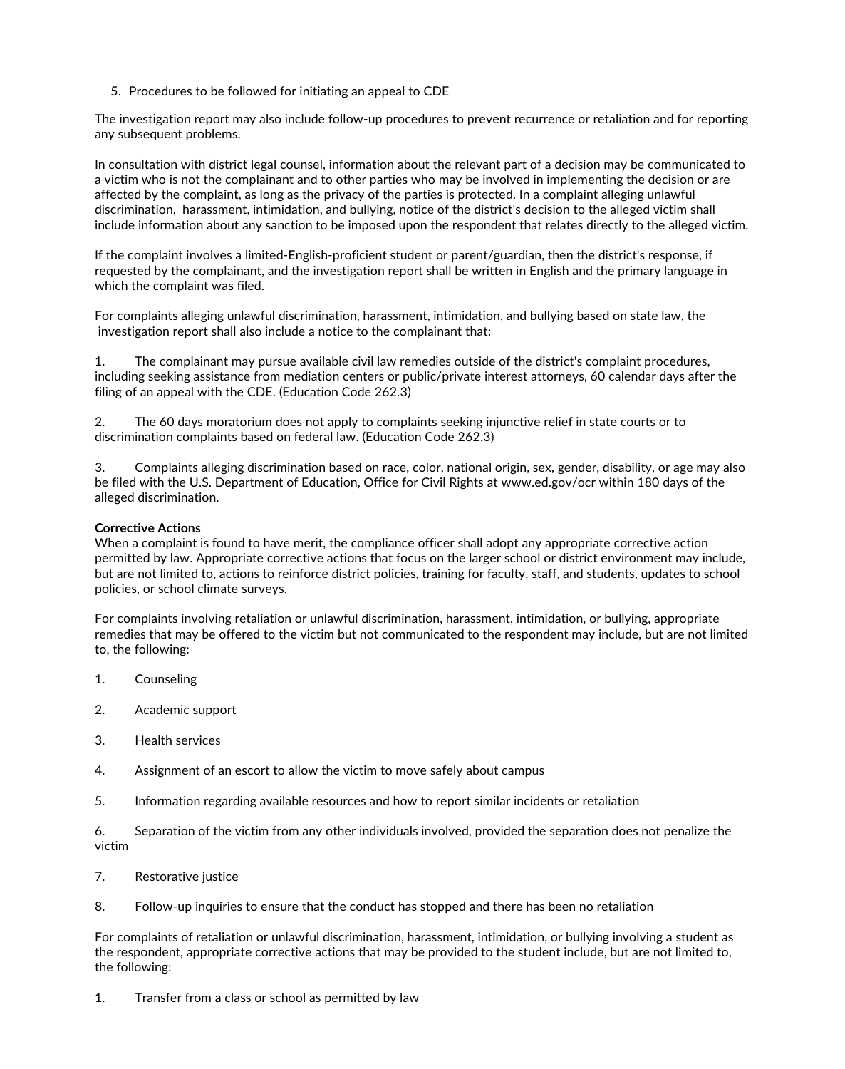5. Procedures to be followed for initiating an appeal to CDE

The investigation report may also include follow-up procedures to prevent recurrence or retaliation and for reporting any subsequent problems.

In consultation with district legal counsel, information about the relevant part of a decision may be communicated to a victim who is not the complainant and to other parties who may be involved in implementing the decision or are affected by the complaint, as long as the privacy of the parties is protected. In a complaint alleging unlawful discrimination, harassment, intimidation, and bullying, notice of the district's decision to the alleged victim shall include information about any sanction to be imposed upon the respondent that relates directly to the alleged victim.

If the complaint involves a limited-English-proficient student or parent/guardian, then the district's response, if requested by the complainant, and the investigation report shall be written in English and the primary language in which the complaint was filed.

For complaints alleging unlawful discrimination, harassment, intimidation, and bullying based on state law, the investigation report shall also include a notice to the complainant that:

1. The complainant may pursue available civil law remedies outside of the district's complaint procedures, including seeking assistance from mediation centers or public/private interest attorneys, 60 calendar days after the filing of an appeal with the CDE. (Education Code 262.3)

2. The 60 days moratorium does not apply to complaints seeking injunctive relief in state courts or to discrimination complaints based on federal law. (Education Code 262.3)

3. Complaints alleging discrimination based on race, color, national origin, sex, gender, disability, or age may also be filed with the U.S. Department of Education, Office for Civil Rights at www.ed.gov/ocr within 180 days of the alleged discrimination.

**Corrective Actions**

When a complaint is found to have merit, the compliance officer shall adopt any appropriate corrective action permitted by law. Appropriate corrective actions that focus on the larger school or district environment may include, but are not limited to, actions to reinforce district policies, training for faculty, staff, and students, updates to school policies, or school climate surveys.

For complaints involving retaliation or unlawful discrimination, harassment, intimidation, or bullying, appropriate remedies that may be offered to the victim but not communicated to the respondent may include, but are not limited to, the following:

1. Counseling

2. Academic support

3. Health services

4. Assignment of an escort to allow the victim to move safely about campus

5. Information regarding available resources and how to report similar incidents or retaliation

6. Separation of the victim from any other individuals involved, provided the separation does not penalize the victim

7. Restorative justice

8. Follow-up inquiries to ensure that the conduct has stopped and there has been no retaliation

For complaints of retaliation or unlawful discrimination, harassment, intimidation, or bullying involving a student as the respondent, appropriate corrective actions that may be provided to the student include, but are not limited to, the following:

1. Transfer from a class or school as permitted by law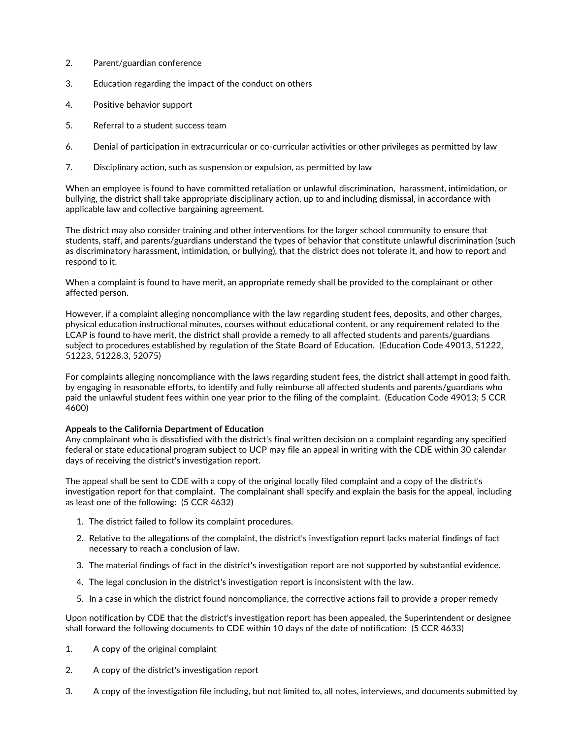2. Parent/guardian conference

3. Education regarding the impact of the conduct on others

4. Positive behavior support

5. Referral to a student success team

6. Denial of participation in extracurricular or co-curricular activities or other privileges as permitted by law

7. Disciplinary action, such as suspension or expulsion, as permitted by law

When an employee is found to have committed retaliation or unlawful discrimination, harassment, intimidation, or bullying, the district shall take appropriate disciplinary action, up to and including dismissal, in accordance with applicable law and collective bargaining agreement.

The district may also consider training and other interventions for the larger school community to ensure that students, staff, and parents/guardians understand the types of behavior that constitute unlawful discrimination (such as discriminatory harassment, intimidation, or bullying), that the district does not tolerate it, and how to report and respond to it.

When a complaint is found to have merit, an appropriate remedy shall be provided to the complainant or other affected person.

However, if a complaint alleging noncompliance with the law regarding student fees, deposits, and other charges, physical education instructional minutes, courses without educational content, or any requirement related to the LCAP is found to have merit, the district shall provide a remedy to all affected students and parents/guardians subject to procedures established by regulation of the State Board of Education. (Education Code 49013, 51222, 51223, 51228.3, 52075)

For complaints alleging noncompliance with the laws regarding student fees, the district shall attempt in good faith, by engaging in reasonable efforts, to identify and fully reimburse all affected students and parents/guardians who paid the unlawful student fees within one year prior to the filing of the complaint. (Education Code 49013; 5 CCR 4600)

**Appeals to the California Department of Education**

Any complainant who is dissatisfied with the district's final written decision on a complaint regarding any specified federal or state educational program subject to UCP may file an appeal in writing with the CDE within 30 calendar days of receiving the district's investigation report.

The appeal shall be sent to CDE with a copy of the original locally filed complaint and a copy of the district's investigation report for that complaint. The complainant shall specify and explain the basis for the appeal, including as least one of the following: (5 CCR 4632)

1. The district failed to follow its complaint procedures.
2. Relative to the allegations of the complaint, the district's investigation report lacks material findings of fact necessary to reach a conclusion of law.
3. The material findings of fact in the district's investigation report are not supported by substantial evidence.
4. The legal conclusion in the district's investigation report is inconsistent with the law.
5. In a case in which the district found noncompliance, the corrective actions fail to provide a proper remedy

Upon notification by CDE that the district's investigation report has been appealed, the Superintendent or designee shall forward the following documents to CDE within 10 days of the date of notification: (5 CCR 4633)

1. A copy of the original complaint

2. A copy of the district's investigation report

3. A copy of the investigation file including, but not limited to, all notes, interviews, and documents submitted by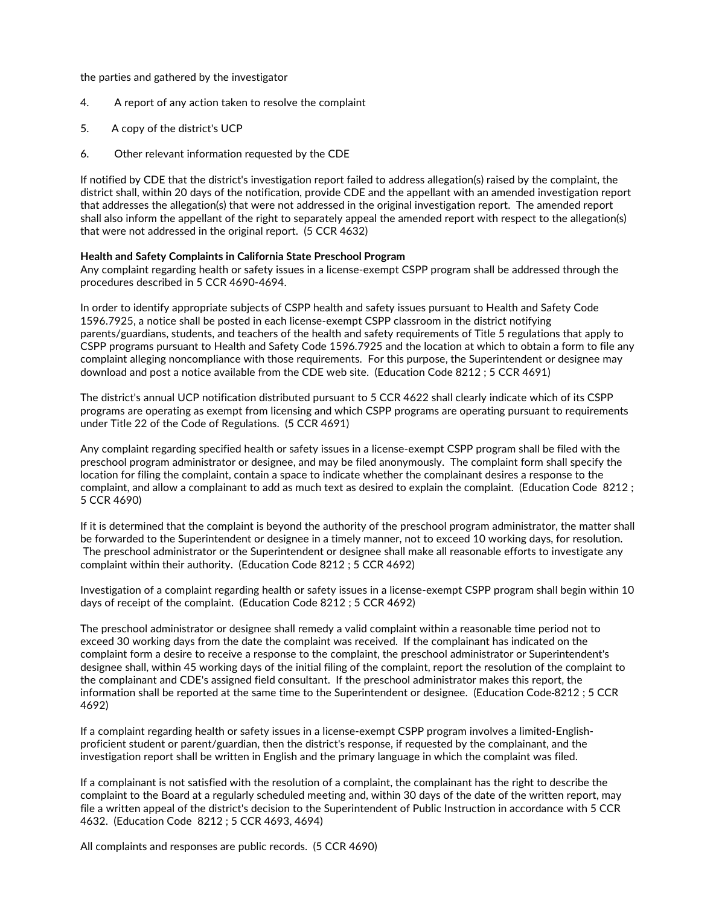the parties and gathered by the investigator

4. A report of any action taken to resolve the complaint

5. A copy of the district's UCP

6. Other relevant information requested by the CDE

If notified by CDE that the district's investigation report failed to address allegation(s) raised by the complaint, the district shall, within 20 days of the notification, provide CDE and the appellant with an amended investigation report that addresses the allegation(s) that were not addressed in the original investigation report. The amended report shall also inform the appellant of the right to separately appeal the amended report with respect to the allegation(s) that were not addressed in the original report. (5 CCR 4632)

**Health and Safety Complaints in California State Preschool Program**
Any complaint regarding health or safety issues in a license-exempt CSPP program shall be addressed through the procedures described in 5 CCR 4690-4694.

In order to identify appropriate subjects of CSPP health and safety issues pursuant to Health and Safety Code 1596.7925, a notice shall be posted in each license-exempt CSPP classroom in the district notifying parents/guardians, students, and teachers of the health and safety requirements of Title 5 regulations that apply to CSPP programs pursuant to Health and Safety Code 1596.7925 and the location at which to obtain a form to file any complaint alleging noncompliance with those requirements. For this purpose, the Superintendent or designee may download and post a notice available from the CDE web site. (Education Code 8212 ; 5 CCR 4691)

The district's annual UCP notification distributed pursuant to 5 CCR 4622 shall clearly indicate which of its CSPP programs are operating as exempt from licensing and which CSPP programs are operating pursuant to requirements under Title 22 of the Code of Regulations. (5 CCR 4691)

Any complaint regarding specified health or safety issues in a license-exempt CSPP program shall be filed with the preschool program administrator or designee, and may be filed anonymously. The complaint form shall specify the location for filing the complaint, contain a space to indicate whether the complainant desires a response to the complaint, and allow a complainant to add as much text as desired to explain the complaint. (Education Code 8212 ; 5 CCR 4690)

If it is determined that the complaint is beyond the authority of the preschool program administrator, the matter shall be forwarded to the Superintendent or designee in a timely manner, not to exceed 10 working days, for resolution. The preschool administrator or the Superintendent or designee shall make all reasonable efforts to investigate any complaint within their authority. (Education Code 8212 ; 5 CCR 4692)

Investigation of a complaint regarding health or safety issues in a license-exempt CSPP program shall begin within 10 days of receipt of the complaint. (Education Code 8212 ; 5 CCR 4692)

The preschool administrator or designee shall remedy a valid complaint within a reasonable time period not to exceed 30 working days from the date the complaint was received. If the complainant has indicated on the complaint form a desire to receive a response to the complaint, the preschool administrator or Superintendent's designee shall, within 45 working days of the initial filing of the complaint, report the resolution of the complaint to the complainant and CDE's assigned field consultant. If the preschool administrator makes this report, the information shall be reported at the same time to the Superintendent or designee. (Education Code 8212 ; 5 CCR 4692)

If a complaint regarding health or safety issues in a license-exempt CSPP program involves a limited-English-proficient student or parent/guardian, then the district's response, if requested by the complainant, and the investigation report shall be written in English and the primary language in which the complaint was filed.

If a complainant is not satisfied with the resolution of a complaint, the complainant has the right to describe the complaint to the Board at a regularly scheduled meeting and, within 30 days of the date of the written report, may file a written appeal of the district's decision to the Superintendent of Public Instruction in accordance with 5 CCR 4632. (Education Code 8212 ; 5 CCR 4693, 4694)

All complaints and responses are public records. (5 CCR 4690)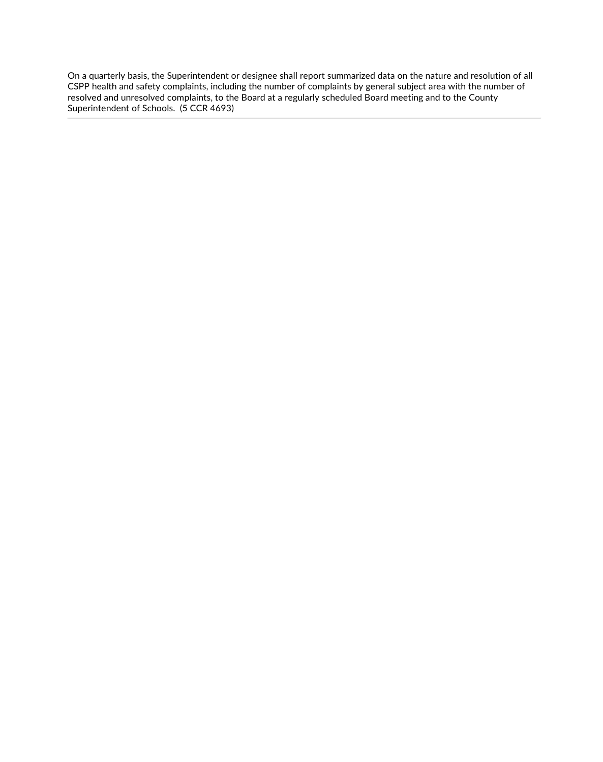On a quarterly basis, the Superintendent or designee shall report summarized data on the nature and resolution of all CSPP health and safety complaints, including the number of complaints by general subject area with the number of resolved and unresolved complaints, to the Board at a regularly scheduled Board meeting and to the County Superintendent of Schools. (5 CCR 4693)

---